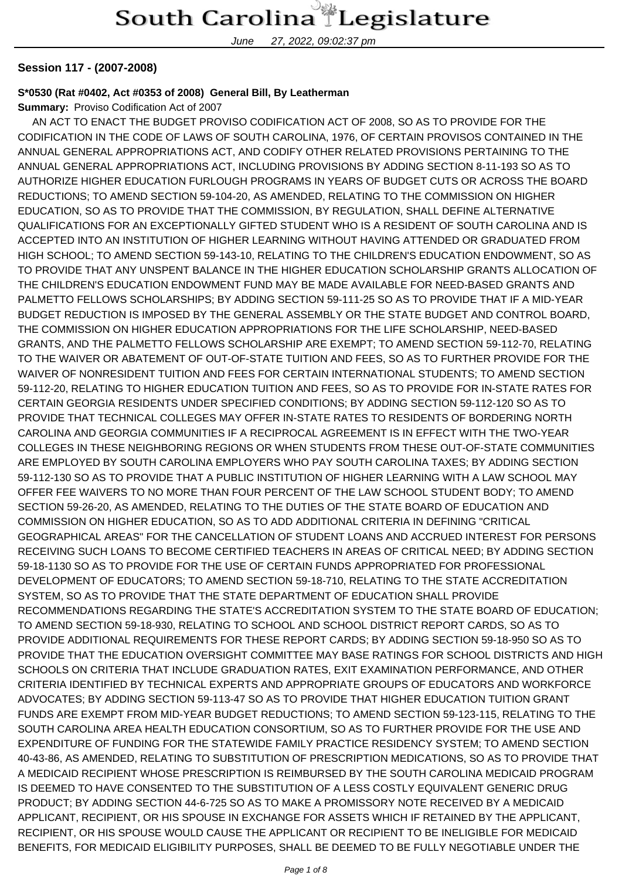**Session 117 - (2007-2008)**

**S*0530 (Rat #0402, Act #0353 of 2008) General Bill, By Leatherman**

**Summary:** Proviso Codification Act of 2007

AN ACT TO ENACT THE BUDGET PROVISO CODIFICATION ACT OF 2008, SO AS TO PROVIDE FOR THE CODIFICATION IN THE CODE OF LAWS OF SOUTH CAROLINA, 1976, OF CERTAIN PROVISOS CONTAINED IN THE ANNUAL GENERAL APPROPRIATIONS ACT, AND CODIFY OTHER RELATED PROVISIONS PERTAINING TO THE ANNUAL GENERAL APPROPRIATIONS ACT, INCLUDING PROVISIONS BY ADDING SECTION 8-11-193 SO AS TO AUTHORIZE HIGHER EDUCATION FURLOUGH PROGRAMS IN YEARS OF BUDGET CUTS OR ACROSS THE BOARD REDUCTIONS; TO AMEND SECTION 59-104-20, AS AMENDED, RELATING TO THE COMMISSION ON HIGHER EDUCATION, SO AS TO PROVIDE THAT THE COMMISSION, BY REGULATION, SHALL DEFINE ALTERNATIVE QUALIFICATIONS FOR AN EXCEPTIONALLY GIFTED STUDENT WHO IS A RESIDENT OF SOUTH CAROLINA AND IS ACCEPTED INTO AN INSTITUTION OF HIGHER LEARNING WITHOUT HAVING ATTENDED OR GRADUATED FROM HIGH SCHOOL; TO AMEND SECTION 59-143-10, RELATING TO THE CHILDREN'S EDUCATION ENDOWMENT, SO AS TO PROVIDE THAT ANY UNSPENT BALANCE IN THE HIGHER EDUCATION SCHOLARSHIP GRANTS ALLOCATION OF THE CHILDREN'S EDUCATION ENDOWMENT FUND MAY BE MADE AVAILABLE FOR NEED-BASED GRANTS AND PALMETTO FELLOWS SCHOLARSHIPS; BY ADDING SECTION 59-111-25 SO AS TO PROVIDE THAT IF A MID-YEAR BUDGET REDUCTION IS IMPOSED BY THE GENERAL ASSEMBLY OR THE STATE BUDGET AND CONTROL BOARD, THE COMMISSION ON HIGHER EDUCATION APPROPRIATIONS FOR THE LIFE SCHOLARSHIP, NEED-BASED GRANTS, AND THE PALMETTO FELLOWS SCHOLARSHIP ARE EXEMPT; TO AMEND SECTION 59-112-70, RELATING TO THE WAIVER OR ABATEMENT OF OUT-OF-STATE TUITION AND FEES, SO AS TO FURTHER PROVIDE FOR THE WAIVER OF NONRESIDENT TUITION AND FEES FOR CERTAIN INTERNATIONAL STUDENTS; TO AMEND SECTION 59-112-20, RELATING TO HIGHER EDUCATION TUITION AND FEES, SO AS TO PROVIDE FOR IN-STATE RATES FOR CERTAIN GEORGIA RESIDENTS UNDER SPECIFIED CONDITIONS; BY ADDING SECTION 59-112-120 SO AS TO PROVIDE THAT TECHNICAL COLLEGES MAY OFFER IN-STATE RATES TO RESIDENTS OF BORDERING NORTH CAROLINA AND GEORGIA COMMUNITIES IF A RECIPROCAL AGREEMENT IS IN EFFECT WITH THE TWO-YEAR COLLEGES IN THESE NEIGHBORING REGIONS OR WHEN STUDENTS FROM THESE OUT-OF-STATE COMMUNITIES ARE EMPLOYED BY SOUTH CAROLINA EMPLOYERS WHO PAY SOUTH CAROLINA TAXES; BY ADDING SECTION 59-112-130 SO AS TO PROVIDE THAT A PUBLIC INSTITUTION OF HIGHER LEARNING WITH A LAW SCHOOL MAY OFFER FEE WAIVERS TO NO MORE THAN FOUR PERCENT OF THE LAW SCHOOL STUDENT BODY; TO AMEND SECTION 59-26-20, AS AMENDED, RELATING TO THE DUTIES OF THE STATE BOARD OF EDUCATION AND COMMISSION ON HIGHER EDUCATION, SO AS TO ADD ADDITIONAL CRITERIA IN DEFINING "CRITICAL GEOGRAPHICAL AREAS" FOR THE CANCELLATION OF STUDENT LOANS AND ACCRUED INTEREST FOR PERSONS RECEIVING SUCH LOANS TO BECOME CERTIFIED TEACHERS IN AREAS OF CRITICAL NEED; BY ADDING SECTION 59-18-1130 SO AS TO PROVIDE FOR THE USE OF CERTAIN FUNDS APPROPRIATED FOR PROFESSIONAL DEVELOPMENT OF EDUCATORS; TO AMEND SECTION 59-18-710, RELATING TO THE STATE ACCREDITATION SYSTEM, SO AS TO PROVIDE THAT THE STATE DEPARTMENT OF EDUCATION SHALL PROVIDE RECOMMENDATIONS REGARDING THE STATE'S ACCREDITATION SYSTEM TO THE STATE BOARD OF EDUCATION; TO AMEND SECTION 59-18-930, RELATING TO SCHOOL AND SCHOOL DISTRICT REPORT CARDS, SO AS TO PROVIDE ADDITIONAL REQUIREMENTS FOR THESE REPORT CARDS; BY ADDING SECTION 59-18-950 SO AS TO PROVIDE THAT THE EDUCATION OVERSIGHT COMMITTEE MAY BASE RATINGS FOR SCHOOL DISTRICTS AND HIGH SCHOOLS ON CRITERIA THAT INCLUDE GRADUATION RATES, EXIT EXAMINATION PERFORMANCE, AND OTHER CRITERIA IDENTIFIED BY TECHNICAL EXPERTS AND APPROPRIATE GROUPS OF EDUCATORS AND WORKFORCE ADVOCATES; BY ADDING SECTION 59-113-47 SO AS TO PROVIDE THAT HIGHER EDUCATION TUITION GRANT FUNDS ARE EXEMPT FROM MID-YEAR BUDGET REDUCTIONS; TO AMEND SECTION 59-123-115, RELATING TO THE SOUTH CAROLINA AREA HEALTH EDUCATION CONSORTIUM, SO AS TO FURTHER PROVIDE FOR THE USE AND EXPENDITURE OF FUNDING FOR THE STATEWIDE FAMILY PRACTICE RESIDENCY SYSTEM; TO AMEND SECTION 40-43-86, AS AMENDED, RELATING TO SUBSTITUTION OF PRESCRIPTION MEDICATIONS, SO AS TO PROVIDE THAT A MEDICAID RECIPIENT WHOSE PRESCRIPTION IS REIMBURSED BY THE SOUTH CAROLINA MEDICAID PROGRAM IS DEEMED TO HAVE CONSENTED TO THE SUBSTITUTION OF A LESS COSTLY EQUIVALENT GENERIC DRUG PRODUCT; BY ADDING SECTION 44-6-725 SO AS TO MAKE A PROMISSORY NOTE RECEIVED BY A MEDICAID APPLICANT, RECIPIENT, OR HIS SPOUSE IN EXCHANGE FOR ASSETS WHICH IF RETAINED BY THE APPLICANT, RECIPIENT, OR HIS SPOUSE WOULD CAUSE THE APPLICANT OR RECIPIENT TO BE INELIGIBLE FOR MEDICAID BENEFITS, FOR MEDICAID ELIGIBILITY PURPOSES, SHALL BE DEEMED TO BE FULLY NEGOTIABLE UNDER THE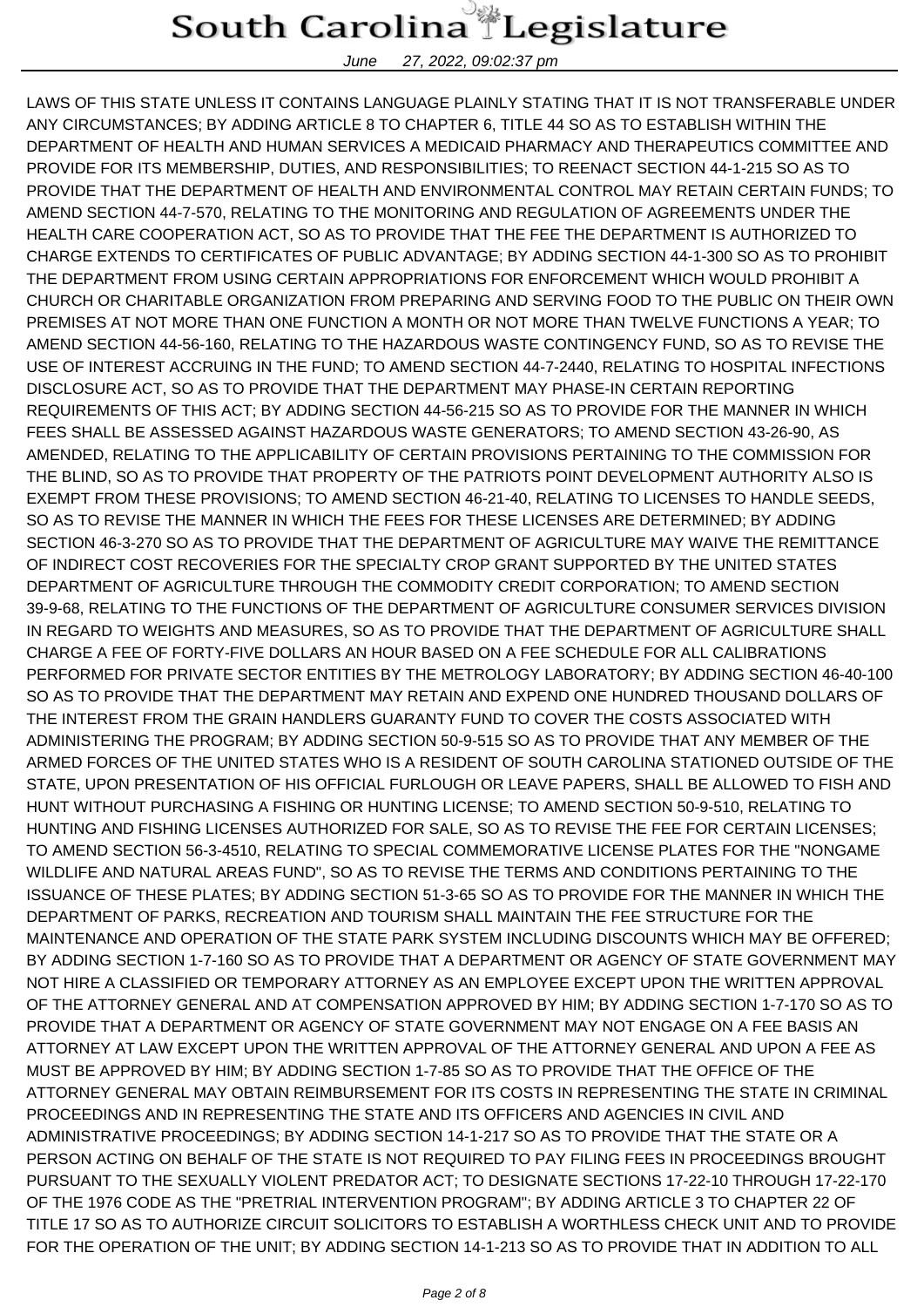LAWS OF THIS STATE UNLESS IT CONTAINS LANGUAGE PLAINLY STATING THAT IT IS NOT TRANSFERABLE UNDER ANY CIRCUMSTANCES; BY ADDING ARTICLE 8 TO CHAPTER 6, TITLE 44 SO AS TO ESTABLISH WITHIN THE DEPARTMENT OF HEALTH AND HUMAN SERVICES A MEDICAID PHARMACY AND THERAPEUTICS COMMITTEE AND PROVIDE FOR ITS MEMBERSHIP, DUTIES, AND RESPONSIBILITIES; TO REENACT SECTION 44-1-215 SO AS TO PROVIDE THAT THE DEPARTMENT OF HEALTH AND ENVIRONMENTAL CONTROL MAY RETAIN CERTAIN FUNDS; TO AMEND SECTION 44-7-570, RELATING TO THE MONITORING AND REGULATION OF AGREEMENTS UNDER THE HEALTH CARE COOPERATION ACT, SO AS TO PROVIDE THAT THE FEE THE DEPARTMENT IS AUTHORIZED TO CHARGE EXTENDS TO CERTIFICATES OF PUBLIC ADVANTAGE; BY ADDING SECTION 44-1-300 SO AS TO PROHIBIT THE DEPARTMENT FROM USING CERTAIN APPROPRIATIONS FOR ENFORCEMENT WHICH WOULD PROHIBIT A CHURCH OR CHARITABLE ORGANIZATION FROM PREPARING AND SERVING FOOD TO THE PUBLIC ON THEIR OWN PREMISES AT NOT MORE THAN ONE FUNCTION A MONTH OR NOT MORE THAN TWELVE FUNCTIONS A YEAR; TO AMEND SECTION 44-56-160, RELATING TO THE HAZARDOUS WASTE CONTINGENCY FUND, SO AS TO REVISE THE USE OF INTEREST ACCRUING IN THE FUND; TO AMEND SECTION 44-7-2440, RELATING TO HOSPITAL INFECTIONS DISCLOSURE ACT, SO AS TO PROVIDE THAT THE DEPARTMENT MAY PHASE-IN CERTAIN REPORTING REQUIREMENTS OF THIS ACT; BY ADDING SECTION 44-56-215 SO AS TO PROVIDE FOR THE MANNER IN WHICH FEES SHALL BE ASSESSED AGAINST HAZARDOUS WASTE GENERATORS; TO AMEND SECTION 43-26-90, AS AMENDED, RELATING TO THE APPLICABILITY OF CERTAIN PROVISIONS PERTAINING TO THE COMMISSION FOR THE BLIND, SO AS TO PROVIDE THAT PROPERTY OF THE PATRIOTS POINT DEVELOPMENT AUTHORITY ALSO IS EXEMPT FROM THESE PROVISIONS; TO AMEND SECTION 46-21-40, RELATING TO LICENSES TO HANDLE SEEDS, SO AS TO REVISE THE MANNER IN WHICH THE FEES FOR THESE LICENSES ARE DETERMINED; BY ADDING SECTION 46-3-270 SO AS TO PROVIDE THAT THE DEPARTMENT OF AGRICULTURE MAY WAIVE THE REMITTANCE OF INDIRECT COST RECOVERIES FOR THE SPECIALTY CROP GRANT SUPPORTED BY THE UNITED STATES DEPARTMENT OF AGRICULTURE THROUGH THE COMMODITY CREDIT CORPORATION; TO AMEND SECTION 39-9-68, RELATING TO THE FUNCTIONS OF THE DEPARTMENT OF AGRICULTURE CONSUMER SERVICES DIVISION IN REGARD TO WEIGHTS AND MEASURES, SO AS TO PROVIDE THAT THE DEPARTMENT OF AGRICULTURE SHALL CHARGE A FEE OF FORTY-FIVE DOLLARS AN HOUR BASED ON A FEE SCHEDULE FOR ALL CALIBRATIONS PERFORMED FOR PRIVATE SECTOR ENTITIES BY THE METROLOGY LABORATORY; BY ADDING SECTION 46-40-100 SO AS TO PROVIDE THAT THE DEPARTMENT MAY RETAIN AND EXPEND ONE HUNDRED THOUSAND DOLLARS OF THE INTEREST FROM THE GRAIN HANDLERS GUARANTY FUND TO COVER THE COSTS ASSOCIATED WITH ADMINISTERING THE PROGRAM; BY ADDING SECTION 50-9-515 SO AS TO PROVIDE THAT ANY MEMBER OF THE ARMED FORCES OF THE UNITED STATES WHO IS A RESIDENT OF SOUTH CAROLINA STATIONED OUTSIDE OF THE STATE, UPON PRESENTATION OF HIS OFFICIAL FURLOUGH OR LEAVE PAPERS, SHALL BE ALLOWED TO FISH AND HUNT WITHOUT PURCHASING A FISHING OR HUNTING LICENSE; TO AMEND SECTION 50-9-510, RELATING TO HUNTING AND FISHING LICENSES AUTHORIZED FOR SALE, SO AS TO REVISE THE FEE FOR CERTAIN LICENSES; TO AMEND SECTION 56-3-4510, RELATING TO SPECIAL COMMEMORATIVE LICENSE PLATES FOR THE "NONGAME WILDLIFE AND NATURAL AREAS FUND", SO AS TO REVISE THE TERMS AND CONDITIONS PERTAINING TO THE ISSUANCE OF THESE PLATES; BY ADDING SECTION 51-3-65 SO AS TO PROVIDE FOR THE MANNER IN WHICH THE DEPARTMENT OF PARKS, RECREATION AND TOURISM SHALL MAINTAIN THE FEE STRUCTURE FOR THE MAINTENANCE AND OPERATION OF THE STATE PARK SYSTEM INCLUDING DISCOUNTS WHICH MAY BE OFFERED; BY ADDING SECTION 1-7-160 SO AS TO PROVIDE THAT A DEPARTMENT OR AGENCY OF STATE GOVERNMENT MAY NOT HIRE A CLASSIFIED OR TEMPORARY ATTORNEY AS AN EMPLOYEE EXCEPT UPON THE WRITTEN APPROVAL OF THE ATTORNEY GENERAL AND AT COMPENSATION APPROVED BY HIM; BY ADDING SECTION 1-7-170 SO AS TO PROVIDE THAT A DEPARTMENT OR AGENCY OF STATE GOVERNMENT MAY NOT ENGAGE ON A FEE BASIS AN ATTORNEY AT LAW EXCEPT UPON THE WRITTEN APPROVAL OF THE ATTORNEY GENERAL AND UPON A FEE AS MUST BE APPROVED BY HIM; BY ADDING SECTION 1-7-85 SO AS TO PROVIDE THAT THE OFFICE OF THE ATTORNEY GENERAL MAY OBTAIN REIMBURSEMENT FOR ITS COSTS IN REPRESENTING THE STATE IN CRIMINAL PROCEEDINGS AND IN REPRESENTING THE STATE AND ITS OFFICERS AND AGENCIES IN CIVIL AND ADMINISTRATIVE PROCEEDINGS; BY ADDING SECTION 14-1-217 SO AS TO PROVIDE THAT THE STATE OR A PERSON ACTING ON BEHALF OF THE STATE IS NOT REQUIRED TO PAY FILING FEES IN PROCEEDINGS BROUGHT PURSUANT TO THE SEXUALLY VIOLENT PREDATOR ACT; TO DESIGNATE SECTIONS 17-22-10 THROUGH 17-22-170 OF THE 1976 CODE AS THE "PRETRIAL INTERVENTION PROGRAM"; BY ADDING ARTICLE 3 TO CHAPTER 22 OF TITLE 17 SO AS TO AUTHORIZE CIRCUIT SOLICITORS TO ESTABLISH A WORTHLESS CHECK UNIT AND TO PROVIDE FOR THE OPERATION OF THE UNIT; BY ADDING SECTION 14-1-213 SO AS TO PROVIDE THAT IN ADDITION TO ALL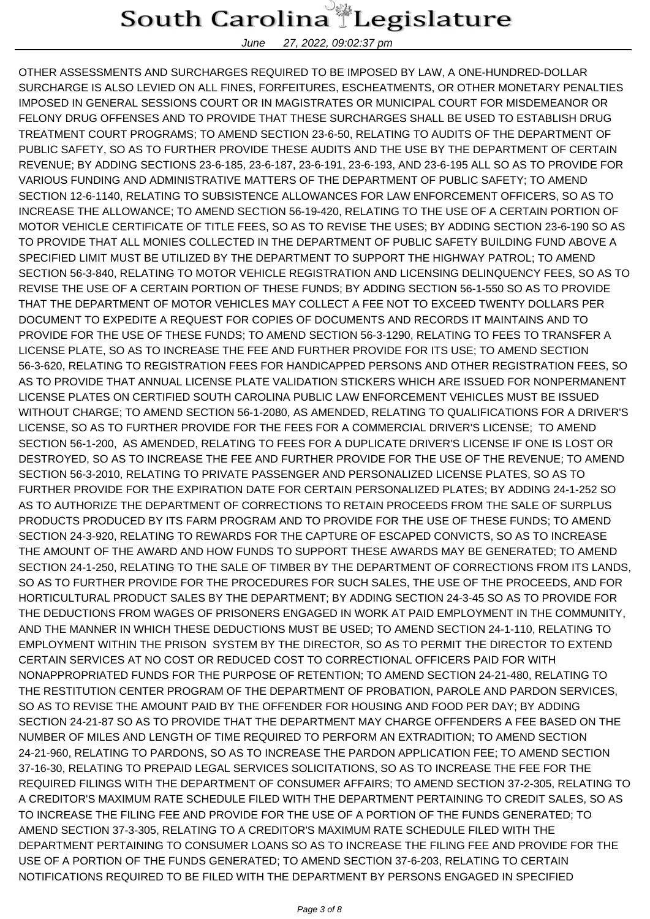OTHER ASSESSMENTS AND SURCHARGES REQUIRED TO BE IMPOSED BY LAW, A ONE-HUNDRED-DOLLAR SURCHARGE IS ALSO LEVIED ON ALL FINES, FORFEITURES, ESCHEATMENTS, OR OTHER MONETARY PENALTIES IMPOSED IN GENERAL SESSIONS COURT OR IN MAGISTRATES OR MUNICIPAL COURT FOR MISDEMEANOR OR FELONY DRUG OFFENSES AND TO PROVIDE THAT THESE SURCHARGES SHALL BE USED TO ESTABLISH DRUG TREATMENT COURT PROGRAMS; TO AMEND SECTION 23-6-50, RELATING TO AUDITS OF THE DEPARTMENT OF PUBLIC SAFETY, SO AS TO FURTHER PROVIDE THESE AUDITS AND THE USE BY THE DEPARTMENT OF CERTAIN REVENUE; BY ADDING SECTIONS 23-6-185, 23-6-187, 23-6-191, 23-6-193, AND 23-6-195 ALL SO AS TO PROVIDE FOR VARIOUS FUNDING AND ADMINISTRATIVE MATTERS OF THE DEPARTMENT OF PUBLIC SAFETY; TO AMEND SECTION 12-6-1140, RELATING TO SUBSISTENCE ALLOWANCES FOR LAW ENFORCEMENT OFFICERS, SO AS TO INCREASE THE ALLOWANCE; TO AMEND SECTION 56-19-420, RELATING TO THE USE OF A CERTAIN PORTION OF MOTOR VEHICLE CERTIFICATE OF TITLE FEES, SO AS TO REVISE THE USES; BY ADDING SECTION 23-6-190 SO AS TO PROVIDE THAT ALL MONIES COLLECTED IN THE DEPARTMENT OF PUBLIC SAFETY BUILDING FUND ABOVE A SPECIFIED LIMIT MUST BE UTILIZED BY THE DEPARTMENT TO SUPPORT THE HIGHWAY PATROL; TO AMEND SECTION 56-3-840, RELATING TO MOTOR VEHICLE REGISTRATION AND LICENSING DELINQUENCY FEES, SO AS TO REVISE THE USE OF A CERTAIN PORTION OF THESE FUNDS; BY ADDING SECTION 56-1-550 SO AS TO PROVIDE THAT THE DEPARTMENT OF MOTOR VEHICLES MAY COLLECT A FEE NOT TO EXCEED TWENTY DOLLARS PER DOCUMENT TO EXPEDITE A REQUEST FOR COPIES OF DOCUMENTS AND RECORDS IT MAINTAINS AND TO PROVIDE FOR THE USE OF THESE FUNDS; TO AMEND SECTION 56-3-1290, RELATING TO FEES TO TRANSFER A LICENSE PLATE, SO AS TO INCREASE THE FEE AND FURTHER PROVIDE FOR ITS USE; TO AMEND SECTION 56-3-620, RELATING TO REGISTRATION FEES FOR HANDICAPPED PERSONS AND OTHER REGISTRATION FEES, SO AS TO PROVIDE THAT ANNUAL LICENSE PLATE VALIDATION STICKERS WHICH ARE ISSUED FOR NONPERMANENT LICENSE PLATES ON CERTIFIED SOUTH CAROLINA PUBLIC LAW ENFORCEMENT VEHICLES MUST BE ISSUED WITHOUT CHARGE; TO AMEND SECTION 56-1-2080, AS AMENDED, RELATING TO QUALIFICATIONS FOR A DRIVER'S LICENSE, SO AS TO FURTHER PROVIDE FOR THE FEES FOR A COMMERCIAL DRIVER'S LICENSE; TO AMEND SECTION 56-1-200, AS AMENDED, RELATING TO FEES FOR A DUPLICATE DRIVER'S LICENSE IF ONE IS LOST OR DESTROYED, SO AS TO INCREASE THE FEE AND FURTHER PROVIDE FOR THE USE OF THE REVENUE; TO AMEND SECTION 56-3-2010, RELATING TO PRIVATE PASSENGER AND PERSONALIZED LICENSE PLATES, SO AS TO FURTHER PROVIDE FOR THE EXPIRATION DATE FOR CERTAIN PERSONALIZED PLATES; BY ADDING 24-1-252 SO AS TO AUTHORIZE THE DEPARTMENT OF CORRECTIONS TO RETAIN PROCEEDS FROM THE SALE OF SURPLUS PRODUCTS PRODUCED BY ITS FARM PROGRAM AND TO PROVIDE FOR THE USE OF THESE FUNDS; TO AMEND SECTION 24-3-920, RELATING TO REWARDS FOR THE CAPTURE OF ESCAPED CONVICTS, SO AS TO INCREASE THE AMOUNT OF THE AWARD AND HOW FUNDS TO SUPPORT THESE AWARDS MAY BE GENERATED; TO AMEND SECTION 24-1-250, RELATING TO THE SALE OF TIMBER BY THE DEPARTMENT OF CORRECTIONS FROM ITS LANDS, SO AS TO FURTHER PROVIDE FOR THE PROCEDURES FOR SUCH SALES, THE USE OF THE PROCEEDS, AND FOR HORTICULTURAL PRODUCT SALES BY THE DEPARTMENT; BY ADDING SECTION 24-3-45 SO AS TO PROVIDE FOR THE DEDUCTIONS FROM WAGES OF PRISONERS ENGAGED IN WORK AT PAID EMPLOYMENT IN THE COMMUNITY, AND THE MANNER IN WHICH THESE DEDUCTIONS MUST BE USED; TO AMEND SECTION 24-1-110, RELATING TO EMPLOYMENT WITHIN THE PRISON SYSTEM BY THE DIRECTOR, SO AS TO PERMIT THE DIRECTOR TO EXTEND CERTAIN SERVICES AT NO COST OR REDUCED COST TO CORRECTIONAL OFFICERS PAID FOR WITH NONAPPROPRIATED FUNDS FOR THE PURPOSE OF RETENTION; TO AMEND SECTION 24-21-480, RELATING TO THE RESTITUTION CENTER PROGRAM OF THE DEPARTMENT OF PROBATION, PAROLE AND PARDON SERVICES, SO AS TO REVISE THE AMOUNT PAID BY THE OFFENDER FOR HOUSING AND FOOD PER DAY; BY ADDING SECTION 24-21-87 SO AS TO PROVIDE THAT THE DEPARTMENT MAY CHARGE OFFENDERS A FEE BASED ON THE NUMBER OF MILES AND LENGTH OF TIME REQUIRED TO PERFORM AN EXTRADITION; TO AMEND SECTION 24-21-960, RELATING TO PARDONS, SO AS TO INCREASE THE PARDON APPLICATION FEE; TO AMEND SECTION 37-16-30, RELATING TO PREPAID LEGAL SERVICES SOLICITATIONS, SO AS TO INCREASE THE FEE FOR THE REQUIRED FILINGS WITH THE DEPARTMENT OF CONSUMER AFFAIRS; TO AMEND SECTION 37-2-305, RELATING TO A CREDITOR'S MAXIMUM RATE SCHEDULE FILED WITH THE DEPARTMENT PERTAINING TO CREDIT SALES, SO AS TO INCREASE THE FILING FEE AND PROVIDE FOR THE USE OF A PORTION OF THE FUNDS GENERATED; TO AMEND SECTION 37-3-305, RELATING TO A CREDITOR'S MAXIMUM RATE SCHEDULE FILED WITH THE DEPARTMENT PERTAINING TO CONSUMER LOANS SO AS TO INCREASE THE FILING FEE AND PROVIDE FOR THE USE OF A PORTION OF THE FUNDS GENERATED; TO AMEND SECTION 37-6-203, RELATING TO CERTAIN NOTIFICATIONS REQUIRED TO BE FILED WITH THE DEPARTMENT BY PERSONS ENGAGED IN SPECIFIED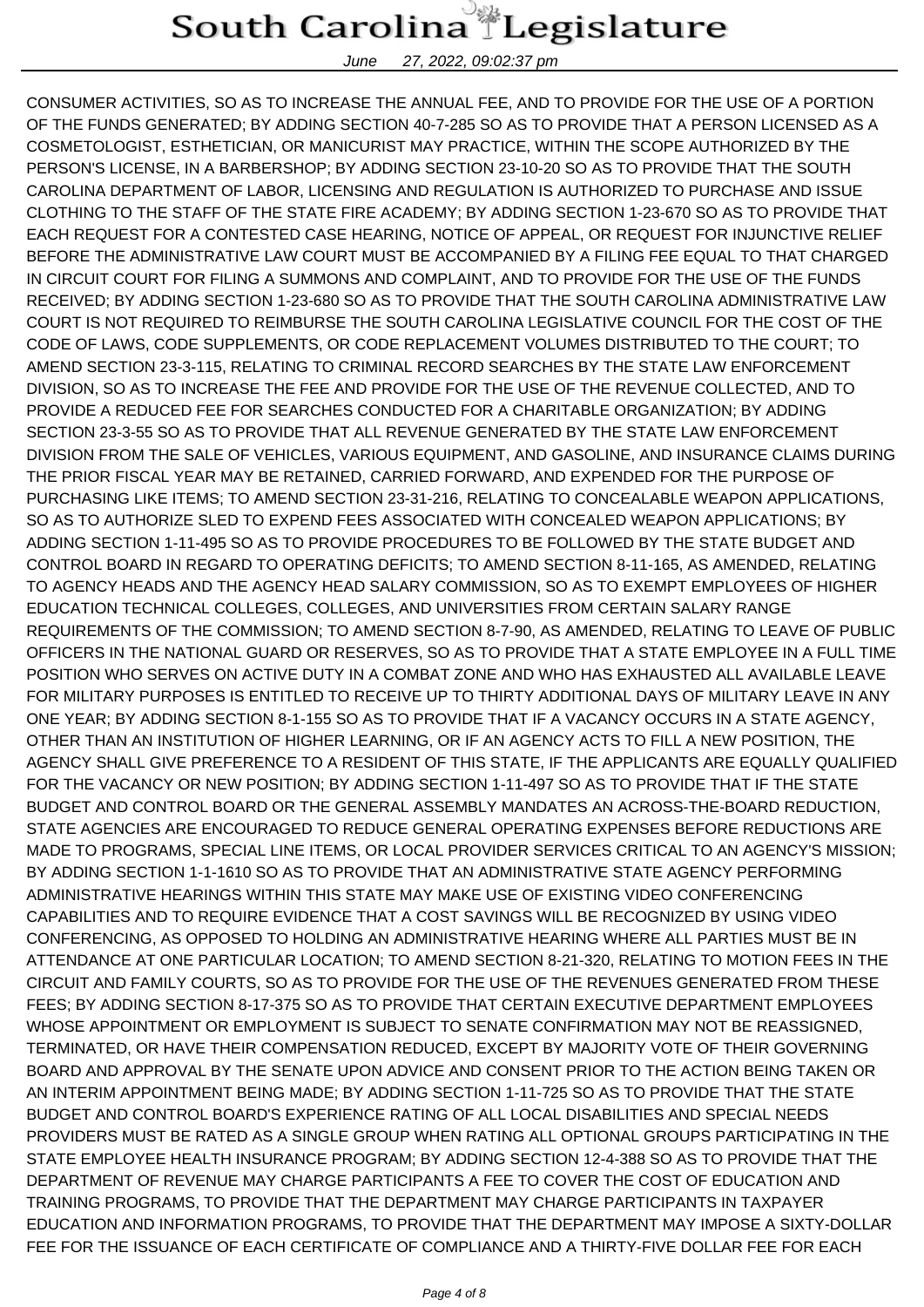CONSUMER ACTIVITIES, SO AS TO INCREASE THE ANNUAL FEE, AND TO PROVIDE FOR THE USE OF A PORTION OF THE FUNDS GENERATED; BY ADDING SECTION 40-7-285 SO AS TO PROVIDE THAT A PERSON LICENSED AS A COSMETOLOGIST, ESTHETICIAN, OR MANICURIST MAY PRACTICE, WITHIN THE SCOPE AUTHORIZED BY THE PERSON'S LICENSE, IN A BARBERSHOP; BY ADDING SECTION 23-10-20 SO AS TO PROVIDE THAT THE SOUTH CAROLINA DEPARTMENT OF LABOR, LICENSING AND REGULATION IS AUTHORIZED TO PURCHASE AND ISSUE CLOTHING TO THE STAFF OF THE STATE FIRE ACADEMY; BY ADDING SECTION 1-23-670 SO AS TO PROVIDE THAT EACH REQUEST FOR A CONTESTED CASE HEARING, NOTICE OF APPEAL, OR REQUEST FOR INJUNCTIVE RELIEF BEFORE THE ADMINISTRATIVE LAW COURT MUST BE ACCOMPANIED BY A FILING FEE EQUAL TO THAT CHARGED IN CIRCUIT COURT FOR FILING A SUMMONS AND COMPLAINT, AND TO PROVIDE FOR THE USE OF THE FUNDS RECEIVED; BY ADDING SECTION 1-23-680 SO AS TO PROVIDE THAT THE SOUTH CAROLINA ADMINISTRATIVE LAW COURT IS NOT REQUIRED TO REIMBURSE THE SOUTH CAROLINA LEGISLATIVE COUNCIL FOR THE COST OF THE CODE OF LAWS, CODE SUPPLEMENTS, OR CODE REPLACEMENT VOLUMES DISTRIBUTED TO THE COURT; TO AMEND SECTION 23-3-115, RELATING TO CRIMINAL RECORD SEARCHES BY THE STATE LAW ENFORCEMENT DIVISION, SO AS TO INCREASE THE FEE AND PROVIDE FOR THE USE OF THE REVENUE COLLECTED, AND TO PROVIDE A REDUCED FEE FOR SEARCHES CONDUCTED FOR A CHARITABLE ORGANIZATION; BY ADDING SECTION 23-3-55 SO AS TO PROVIDE THAT ALL REVENUE GENERATED BY THE STATE LAW ENFORCEMENT DIVISION FROM THE SALE OF VEHICLES, VARIOUS EQUIPMENT, AND GASOLINE, AND INSURANCE CLAIMS DURING THE PRIOR FISCAL YEAR MAY BE RETAINED, CARRIED FORWARD, AND EXPENDED FOR THE PURPOSE OF PURCHASING LIKE ITEMS; TO AMEND SECTION 23-31-216, RELATING TO CONCEALABLE WEAPON APPLICATIONS, SO AS TO AUTHORIZE SLED TO EXPEND FEES ASSOCIATED WITH CONCEALED WEAPON APPLICATIONS; BY ADDING SECTION 1-11-495 SO AS TO PROVIDE PROCEDURES TO BE FOLLOWED BY THE STATE BUDGET AND CONTROL BOARD IN REGARD TO OPERATING DEFICITS; TO AMEND SECTION 8-11-165, AS AMENDED, RELATING TO AGENCY HEADS AND THE AGENCY HEAD SALARY COMMISSION, SO AS TO EXEMPT EMPLOYEES OF HIGHER EDUCATION TECHNICAL COLLEGES, COLLEGES, AND UNIVERSITIES FROM CERTAIN SALARY RANGE REQUIREMENTS OF THE COMMISSION; TO AMEND SECTION 8-7-90, AS AMENDED, RELATING TO LEAVE OF PUBLIC OFFICERS IN THE NATIONAL GUARD OR RESERVES, SO AS TO PROVIDE THAT A STATE EMPLOYEE IN A FULL TIME POSITION WHO SERVES ON ACTIVE DUTY IN A COMBAT ZONE AND WHO HAS EXHAUSTED ALL AVAILABLE LEAVE FOR MILITARY PURPOSES IS ENTITLED TO RECEIVE UP TO THIRTY ADDITIONAL DAYS OF MILITARY LEAVE IN ANY ONE YEAR; BY ADDING SECTION 8-1-155 SO AS TO PROVIDE THAT IF A VACANCY OCCURS IN A STATE AGENCY, OTHER THAN AN INSTITUTION OF HIGHER LEARNING, OR IF AN AGENCY ACTS TO FILL A NEW POSITION, THE AGENCY SHALL GIVE PREFERENCE TO A RESIDENT OF THIS STATE, IF THE APPLICANTS ARE EQUALLY QUALIFIED FOR THE VACANCY OR NEW POSITION; BY ADDING SECTION 1-11-497 SO AS TO PROVIDE THAT IF THE STATE BUDGET AND CONTROL BOARD OR THE GENERAL ASSEMBLY MANDATES AN ACROSS-THE-BOARD REDUCTION, STATE AGENCIES ARE ENCOURAGED TO REDUCE GENERAL OPERATING EXPENSES BEFORE REDUCTIONS ARE MADE TO PROGRAMS, SPECIAL LINE ITEMS, OR LOCAL PROVIDER SERVICES CRITICAL TO AN AGENCY'S MISSION; BY ADDING SECTION 1-1-1610 SO AS TO PROVIDE THAT AN ADMINISTRATIVE STATE AGENCY PERFORMING ADMINISTRATIVE HEARINGS WITHIN THIS STATE MAY MAKE USE OF EXISTING VIDEO CONFERENCING CAPABILITIES AND TO REQUIRE EVIDENCE THAT A COST SAVINGS WILL BE RECOGNIZED BY USING VIDEO CONFERENCING, AS OPPOSED TO HOLDING AN ADMINISTRATIVE HEARING WHERE ALL PARTIES MUST BE IN ATTENDANCE AT ONE PARTICULAR LOCATION; TO AMEND SECTION 8-21-320, RELATING TO MOTION FEES IN THE CIRCUIT AND FAMILY COURTS, SO AS TO PROVIDE FOR THE USE OF THE REVENUES GENERATED FROM THESE FEES; BY ADDING SECTION 8-17-375 SO AS TO PROVIDE THAT CERTAIN EXECUTIVE DEPARTMENT EMPLOYEES WHOSE APPOINTMENT OR EMPLOYMENT IS SUBJECT TO SENATE CONFIRMATION MAY NOT BE REASSIGNED, TERMINATED, OR HAVE THEIR COMPENSATION REDUCED, EXCEPT BY MAJORITY VOTE OF THEIR GOVERNING BOARD AND APPROVAL BY THE SENATE UPON ADVICE AND CONSENT PRIOR TO THE ACTION BEING TAKEN OR AN INTERIM APPOINTMENT BEING MADE; BY ADDING SECTION 1-11-725 SO AS TO PROVIDE THAT THE STATE BUDGET AND CONTROL BOARD'S EXPERIENCE RATING OF ALL LOCAL DISABILITIES AND SPECIAL NEEDS PROVIDERS MUST BE RATED AS A SINGLE GROUP WHEN RATING ALL OPTIONAL GROUPS PARTICIPATING IN THE STATE EMPLOYEE HEALTH INSURANCE PROGRAM; BY ADDING SECTION 12-4-388 SO AS TO PROVIDE THAT THE DEPARTMENT OF REVENUE MAY CHARGE PARTICIPANTS A FEE TO COVER THE COST OF EDUCATION AND TRAINING PROGRAMS, TO PROVIDE THAT THE DEPARTMENT MAY CHARGE PARTICIPANTS IN TAXPAYER EDUCATION AND INFORMATION PROGRAMS, TO PROVIDE THAT THE DEPARTMENT MAY IMPOSE A SIXTY-DOLLAR FEE FOR THE ISSUANCE OF EACH CERTIFICATE OF COMPLIANCE AND A THIRTY-FIVE DOLLAR FEE FOR EACH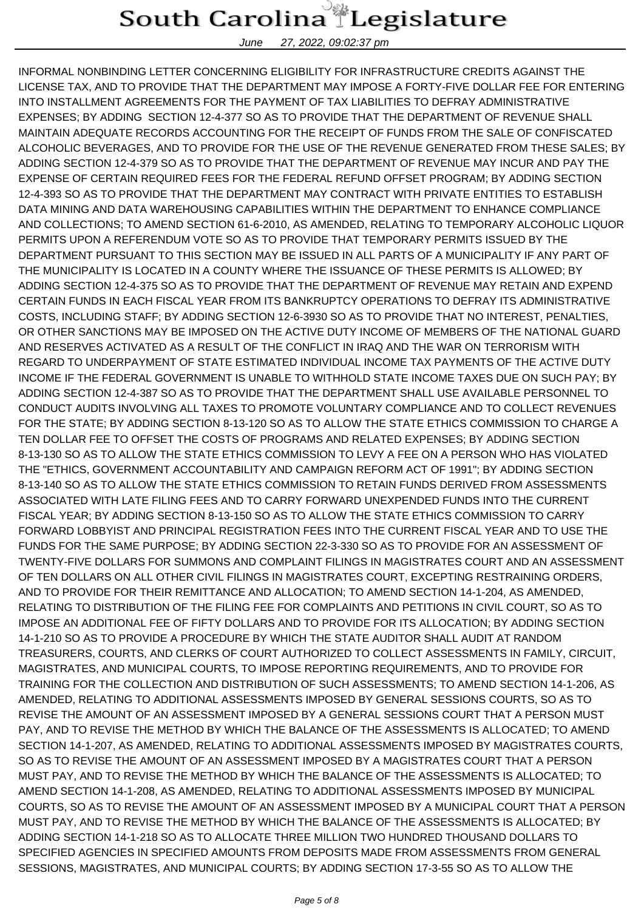INFORMAL NONBINDING LETTER CONCERNING ELIGIBILITY FOR INFRASTRUCTURE CREDITS AGAINST THE LICENSE TAX, AND TO PROVIDE THAT THE DEPARTMENT MAY IMPOSE A FORTY-FIVE DOLLAR FEE FOR ENTERING INTO INSTALLMENT AGREEMENTS FOR THE PAYMENT OF TAX LIABILITIES TO DEFRAY ADMINISTRATIVE EXPENSES; BY ADDING SECTION 12-4-377 SO AS TO PROVIDE THAT THE DEPARTMENT OF REVENUE SHALL MAINTAIN ADEQUATE RECORDS ACCOUNTING FOR THE RECEIPT OF FUNDS FROM THE SALE OF CONFISCATED ALCOHOLIC BEVERAGES, AND TO PROVIDE FOR THE USE OF THE REVENUE GENERATED FROM THESE SALES; BY ADDING SECTION 12-4-379 SO AS TO PROVIDE THAT THE DEPARTMENT OF REVENUE MAY INCUR AND PAY THE EXPENSE OF CERTAIN REQUIRED FEES FOR THE FEDERAL REFUND OFFSET PROGRAM; BY ADDING SECTION 12-4-393 SO AS TO PROVIDE THAT THE DEPARTMENT MAY CONTRACT WITH PRIVATE ENTITIES TO ESTABLISH DATA MINING AND DATA WAREHOUSING CAPABILITIES WITHIN THE DEPARTMENT TO ENHANCE COMPLIANCE AND COLLECTIONS; TO AMEND SECTION 61-6-2010, AS AMENDED, RELATING TO TEMPORARY ALCOHOLIC LIQUOR PERMITS UPON A REFERENDUM VOTE SO AS TO PROVIDE THAT TEMPORARY PERMITS ISSUED BY THE DEPARTMENT PURSUANT TO THIS SECTION MAY BE ISSUED IN ALL PARTS OF A MUNICIPALITY IF ANY PART OF THE MUNICIPALITY IS LOCATED IN A COUNTY WHERE THE ISSUANCE OF THESE PERMITS IS ALLOWED; BY ADDING SECTION 12-4-375 SO AS TO PROVIDE THAT THE DEPARTMENT OF REVENUE MAY RETAIN AND EXPEND CERTAIN FUNDS IN EACH FISCAL YEAR FROM ITS BANKRUPTCY OPERATIONS TO DEFRAY ITS ADMINISTRATIVE COSTS, INCLUDING STAFF; BY ADDING SECTION 12-6-3930 SO AS TO PROVIDE THAT NO INTEREST, PENALTIES, OR OTHER SANCTIONS MAY BE IMPOSED ON THE ACTIVE DUTY INCOME OF MEMBERS OF THE NATIONAL GUARD AND RESERVES ACTIVATED AS A RESULT OF THE CONFLICT IN IRAQ AND THE WAR ON TERRORISM WITH REGARD TO UNDERPAYMENT OF STATE ESTIMATED INDIVIDUAL INCOME TAX PAYMENTS OF THE ACTIVE DUTY INCOME IF THE FEDERAL GOVERNMENT IS UNABLE TO WITHHOLD STATE INCOME TAXES DUE ON SUCH PAY; BY ADDING SECTION 12-4-387 SO AS TO PROVIDE THAT THE DEPARTMENT SHALL USE AVAILABLE PERSONNEL TO CONDUCT AUDITS INVOLVING ALL TAXES TO PROMOTE VOLUNTARY COMPLIANCE AND TO COLLECT REVENUES FOR THE STATE; BY ADDING SECTION 8-13-120 SO AS TO ALLOW THE STATE ETHICS COMMISSION TO CHARGE A TEN DOLLAR FEE TO OFFSET THE COSTS OF PROGRAMS AND RELATED EXPENSES; BY ADDING SECTION 8-13-130 SO AS TO ALLOW THE STATE ETHICS COMMISSION TO LEVY A FEE ON A PERSON WHO HAS VIOLATED THE "ETHICS, GOVERNMENT ACCOUNTABILITY AND CAMPAIGN REFORM ACT OF 1991"; BY ADDING SECTION 8-13-140 SO AS TO ALLOW THE STATE ETHICS COMMISSION TO RETAIN FUNDS DERIVED FROM ASSESSMENTS ASSOCIATED WITH LATE FILING FEES AND TO CARRY FORWARD UNEXPENDED FUNDS INTO THE CURRENT FISCAL YEAR; BY ADDING SECTION 8-13-150 SO AS TO ALLOW THE STATE ETHICS COMMISSION TO CARRY FORWARD LOBBYIST AND PRINCIPAL REGISTRATION FEES INTO THE CURRENT FISCAL YEAR AND TO USE THE FUNDS FOR THE SAME PURPOSE; BY ADDING SECTION 22-3-330 SO AS TO PROVIDE FOR AN ASSESSMENT OF TWENTY-FIVE DOLLARS FOR SUMMONS AND COMPLAINT FILINGS IN MAGISTRATES COURT AND AN ASSESSMENT OF TEN DOLLARS ON ALL OTHER CIVIL FILINGS IN MAGISTRATES COURT, EXCEPTING RESTRAINING ORDERS, AND TO PROVIDE FOR THEIR REMITTANCE AND ALLOCATION; TO AMEND SECTION 14-1-204, AS AMENDED, RELATING TO DISTRIBUTION OF THE FILING FEE FOR COMPLAINTS AND PETITIONS IN CIVIL COURT, SO AS TO IMPOSE AN ADDITIONAL FEE OF FIFTY DOLLARS AND TO PROVIDE FOR ITS ALLOCATION; BY ADDING SECTION 14-1-210 SO AS TO PROVIDE A PROCEDURE BY WHICH THE STATE AUDITOR SHALL AUDIT AT RANDOM TREASURERS, COURTS, AND CLERKS OF COURT AUTHORIZED TO COLLECT ASSESSMENTS IN FAMILY, CIRCUIT, MAGISTRATES, AND MUNICIPAL COURTS, TO IMPOSE REPORTING REQUIREMENTS, AND TO PROVIDE FOR TRAINING FOR THE COLLECTION AND DISTRIBUTION OF SUCH ASSESSMENTS; TO AMEND SECTION 14-1-206, AS AMENDED, RELATING TO ADDITIONAL ASSESSMENTS IMPOSED BY GENERAL SESSIONS COURTS, SO AS TO REVISE THE AMOUNT OF AN ASSESSMENT IMPOSED BY A GENERAL SESSIONS COURT THAT A PERSON MUST PAY, AND TO REVISE THE METHOD BY WHICH THE BALANCE OF THE ASSESSMENTS IS ALLOCATED; TO AMEND SECTION 14-1-207, AS AMENDED, RELATING TO ADDITIONAL ASSESSMENTS IMPOSED BY MAGISTRATES COURTS, SO AS TO REVISE THE AMOUNT OF AN ASSESSMENT IMPOSED BY A MAGISTRATES COURT THAT A PERSON MUST PAY, AND TO REVISE THE METHOD BY WHICH THE BALANCE OF THE ASSESSMENTS IS ALLOCATED; TO AMEND SECTION 14-1-208, AS AMENDED, RELATING TO ADDITIONAL ASSESSMENTS IMPOSED BY MUNICIPAL COURTS, SO AS TO REVISE THE AMOUNT OF AN ASSESSMENT IMPOSED BY A MUNICIPAL COURT THAT A PERSON MUST PAY, AND TO REVISE THE METHOD BY WHICH THE BALANCE OF THE ASSESSMENTS IS ALLOCATED; BY ADDING SECTION 14-1-218 SO AS TO ALLOCATE THREE MILLION TWO HUNDRED THOUSAND DOLLARS TO SPECIFIED AGENCIES IN SPECIFIED AMOUNTS FROM DEPOSITS MADE FROM ASSESSMENTS FROM GENERAL SESSIONS, MAGISTRATES, AND MUNICIPAL COURTS; BY ADDING SECTION 17-3-55 SO AS TO ALLOW THE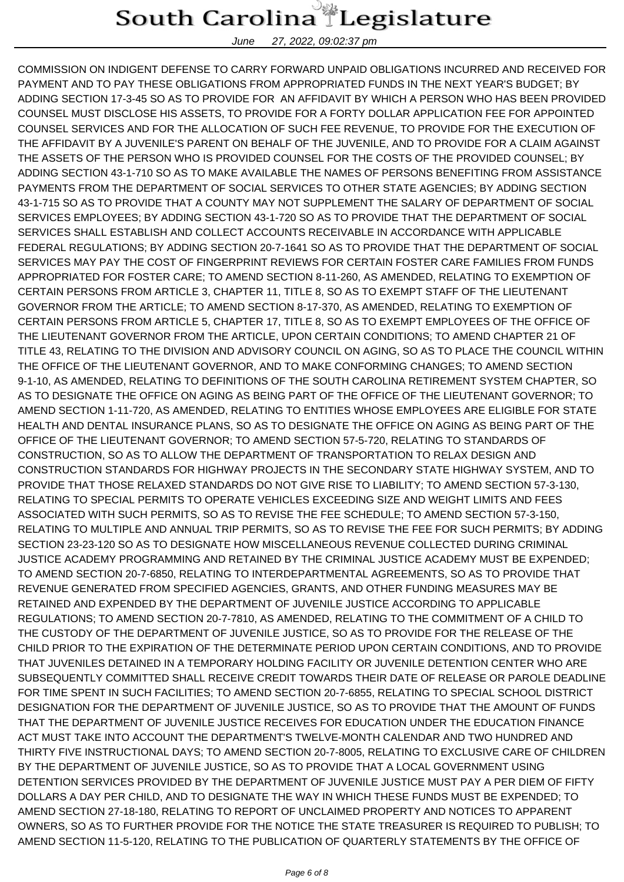COMMISSION ON INDIGENT DEFENSE TO CARRY FORWARD UNPAID OBLIGATIONS INCURRED AND RECEIVED FOR PAYMENT AND TO PAY THESE OBLIGATIONS FROM APPROPRIATED FUNDS IN THE NEXT YEAR'S BUDGET; BY ADDING SECTION 17-3-45 SO AS TO PROVIDE FOR AN AFFIDAVIT BY WHICH A PERSON WHO HAS BEEN PROVIDED COUNSEL MUST DISCLOSE HIS ASSETS, TO PROVIDE FOR A FORTY DOLLAR APPLICATION FEE FOR APPOINTED COUNSEL SERVICES AND FOR THE ALLOCATION OF SUCH FEE REVENUE, TO PROVIDE FOR THE EXECUTION OF THE AFFIDAVIT BY A JUVENILE'S PARENT ON BEHALF OF THE JUVENILE, AND TO PROVIDE FOR A CLAIM AGAINST THE ASSETS OF THE PERSON WHO IS PROVIDED COUNSEL FOR THE COSTS OF THE PROVIDED COUNSEL; BY ADDING SECTION 43-1-710 SO AS TO MAKE AVAILABLE THE NAMES OF PERSONS BENEFITING FROM ASSISTANCE PAYMENTS FROM THE DEPARTMENT OF SOCIAL SERVICES TO OTHER STATE AGENCIES; BY ADDING SECTION 43-1-715 SO AS TO PROVIDE THAT A COUNTY MAY NOT SUPPLEMENT THE SALARY OF DEPARTMENT OF SOCIAL SERVICES EMPLOYEES; BY ADDING SECTION 43-1-720 SO AS TO PROVIDE THAT THE DEPARTMENT OF SOCIAL SERVICES SHALL ESTABLISH AND COLLECT ACCOUNTS RECEIVABLE IN ACCORDANCE WITH APPLICABLE FEDERAL REGULATIONS; BY ADDING SECTION 20-7-1641 SO AS TO PROVIDE THAT THE DEPARTMENT OF SOCIAL SERVICES MAY PAY THE COST OF FINGERPRINT REVIEWS FOR CERTAIN FOSTER CARE FAMILIES FROM FUNDS APPROPRIATED FOR FOSTER CARE; TO AMEND SECTION 8-11-260, AS AMENDED, RELATING TO EXEMPTION OF CERTAIN PERSONS FROM ARTICLE 3, CHAPTER 11, TITLE 8, SO AS TO EXEMPT STAFF OF THE LIEUTENANT GOVERNOR FROM THE ARTICLE; TO AMEND SECTION 8-17-370, AS AMENDED, RELATING TO EXEMPTION OF CERTAIN PERSONS FROM ARTICLE 5, CHAPTER 17, TITLE 8, SO AS TO EXEMPT EMPLOYEES OF THE OFFICE OF THE LIEUTENANT GOVERNOR FROM THE ARTICLE, UPON CERTAIN CONDITIONS; TO AMEND CHAPTER 21 OF TITLE 43, RELATING TO THE DIVISION AND ADVISORY COUNCIL ON AGING, SO AS TO PLACE THE COUNCIL WITHIN THE OFFICE OF THE LIEUTENANT GOVERNOR, AND TO MAKE CONFORMING CHANGES; TO AMEND SECTION 9-1-10, AS AMENDED, RELATING TO DEFINITIONS OF THE SOUTH CAROLINA RETIREMENT SYSTEM CHAPTER, SO AS TO DESIGNATE THE OFFICE ON AGING AS BEING PART OF THE OFFICE OF THE LIEUTENANT GOVERNOR; TO AMEND SECTION 1-11-720, AS AMENDED, RELATING TO ENTITIES WHOSE EMPLOYEES ARE ELIGIBLE FOR STATE HEALTH AND DENTAL INSURANCE PLANS, SO AS TO DESIGNATE THE OFFICE ON AGING AS BEING PART OF THE OFFICE OF THE LIEUTENANT GOVERNOR; TO AMEND SECTION 57-5-720, RELATING TO STANDARDS OF CONSTRUCTION, SO AS TO ALLOW THE DEPARTMENT OF TRANSPORTATION TO RELAX DESIGN AND CONSTRUCTION STANDARDS FOR HIGHWAY PROJECTS IN THE SECONDARY STATE HIGHWAY SYSTEM, AND TO PROVIDE THAT THOSE RELAXED STANDARDS DO NOT GIVE RISE TO LIABILITY; TO AMEND SECTION 57-3-130, RELATING TO SPECIAL PERMITS TO OPERATE VEHICLES EXCEEDING SIZE AND WEIGHT LIMITS AND FEES ASSOCIATED WITH SUCH PERMITS, SO AS TO REVISE THE FEE SCHEDULE; TO AMEND SECTION 57-3-150, RELATING TO MULTIPLE AND ANNUAL TRIP PERMITS, SO AS TO REVISE THE FEE FOR SUCH PERMITS; BY ADDING SECTION 23-23-120 SO AS TO DESIGNATE HOW MISCELLANEOUS REVENUE COLLECTED DURING CRIMINAL JUSTICE ACADEMY PROGRAMMING AND RETAINED BY THE CRIMINAL JUSTICE ACADEMY MUST BE EXPENDED; TO AMEND SECTION 20-7-6850, RELATING TO INTERDEPARTMENTAL AGREEMENTS, SO AS TO PROVIDE THAT REVENUE GENERATED FROM SPECIFIED AGENCIES, GRANTS, AND OTHER FUNDING MEASURES MAY BE RETAINED AND EXPENDED BY THE DEPARTMENT OF JUVENILE JUSTICE ACCORDING TO APPLICABLE REGULATIONS; TO AMEND SECTION 20-7-7810, AS AMENDED, RELATING TO THE COMMITMENT OF A CHILD TO THE CUSTODY OF THE DEPARTMENT OF JUVENILE JUSTICE, SO AS TO PROVIDE FOR THE RELEASE OF THE CHILD PRIOR TO THE EXPIRATION OF THE DETERMINATE PERIOD UPON CERTAIN CONDITIONS, AND TO PROVIDE THAT JUVENILES DETAINED IN A TEMPORARY HOLDING FACILITY OR JUVENILE DETENTION CENTER WHO ARE SUBSEQUENTLY COMMITTED SHALL RECEIVE CREDIT TOWARDS THEIR DATE OF RELEASE OR PAROLE DEADLINE FOR TIME SPENT IN SUCH FACILITIES; TO AMEND SECTION 20-7-6855, RELATING TO SPECIAL SCHOOL DISTRICT DESIGNATION FOR THE DEPARTMENT OF JUVENILE JUSTICE, SO AS TO PROVIDE THAT THE AMOUNT OF FUNDS THAT THE DEPARTMENT OF JUVENILE JUSTICE RECEIVES FOR EDUCATION UNDER THE EDUCATION FINANCE ACT MUST TAKE INTO ACCOUNT THE DEPARTMENT'S TWELVE-MONTH CALENDAR AND TWO HUNDRED AND THIRTY FIVE INSTRUCTIONAL DAYS; TO AMEND SECTION 20-7-8005, RELATING TO EXCLUSIVE CARE OF CHILDREN BY THE DEPARTMENT OF JUVENILE JUSTICE, SO AS TO PROVIDE THAT A LOCAL GOVERNMENT USING DETENTION SERVICES PROVIDED BY THE DEPARTMENT OF JUVENILE JUSTICE MUST PAY A PER DIEM OF FIFTY DOLLARS A DAY PER CHILD, AND TO DESIGNATE THE WAY IN WHICH THESE FUNDS MUST BE EXPENDED; TO AMEND SECTION 27-18-180, RELATING TO REPORT OF UNCLAIMED PROPERTY AND NOTICES TO APPARENT OWNERS, SO AS TO FURTHER PROVIDE FOR THE NOTICE THE STATE TREASURER IS REQUIRED TO PUBLISH; TO AMEND SECTION 11-5-120, RELATING TO THE PUBLICATION OF QUARTERLY STATEMENTS BY THE OFFICE OF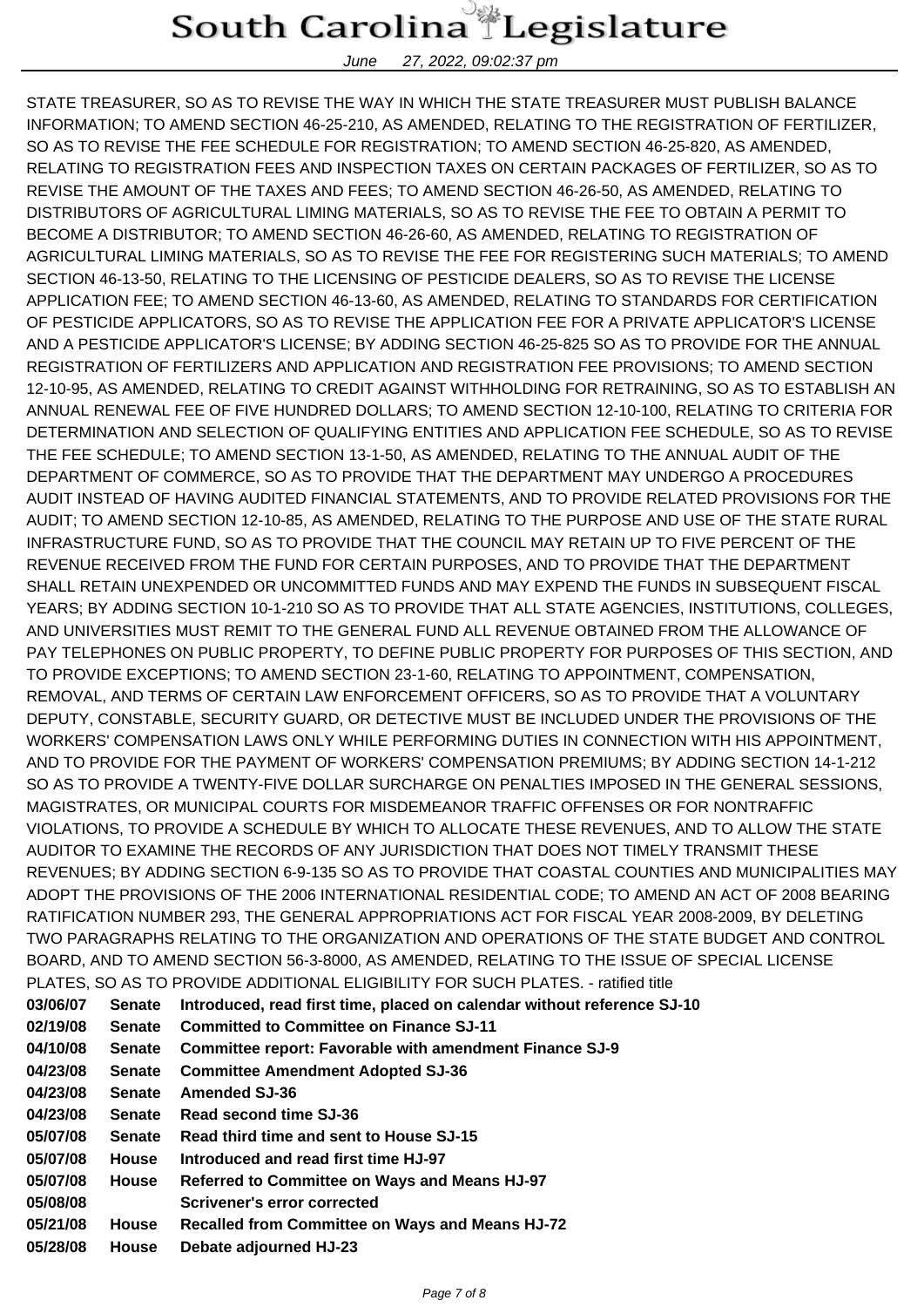STATE TREASURER, SO AS TO REVISE THE WAY IN WHICH THE STATE TREASURER MUST PUBLISH BALANCE INFORMATION; TO AMEND SECTION 46-25-210, AS AMENDED, RELATING TO THE REGISTRATION OF FERTILIZER, SO AS TO REVISE THE FEE SCHEDULE FOR REGISTRATION; TO AMEND SECTION 46-25-820, AS AMENDED, RELATING TO REGISTRATION FEES AND INSPECTION TAXES ON CERTAIN PACKAGES OF FERTILIZER, SO AS TO REVISE THE AMOUNT OF THE TAXES AND FEES; TO AMEND SECTION 46-26-50, AS AMENDED, RELATING TO DISTRIBUTORS OF AGRICULTURAL LIMING MATERIALS, SO AS TO REVISE THE FEE TO OBTAIN A PERMIT TO BECOME A DISTRIBUTOR; TO AMEND SECTION 46-26-60, AS AMENDED, RELATING TO REGISTRATION OF AGRICULTURAL LIMING MATERIALS, SO AS TO REVISE THE FEE FOR REGISTERING SUCH MATERIALS; TO AMEND SECTION 46-13-50, RELATING TO THE LICENSING OF PESTICIDE DEALERS, SO AS TO REVISE THE LICENSE APPLICATION FEE; TO AMEND SECTION 46-13-60, AS AMENDED, RELATING TO STANDARDS FOR CERTIFICATION OF PESTICIDE APPLICATORS, SO AS TO REVISE THE APPLICATION FEE FOR A PRIVATE APPLICATOR'S LICENSE AND A PESTICIDE APPLICATOR'S LICENSE; BY ADDING SECTION 46-25-825 SO AS TO PROVIDE FOR THE ANNUAL REGISTRATION OF FERTILIZERS AND APPLICATION AND REGISTRATION FEE PROVISIONS; TO AMEND SECTION 12-10-95, AS AMENDED, RELATING TO CREDIT AGAINST WITHHOLDING FOR RETRAINING, SO AS TO ESTABLISH AN ANNUAL RENEWAL FEE OF FIVE HUNDRED DOLLARS; TO AMEND SECTION 12-10-100, RELATING TO CRITERIA FOR DETERMINATION AND SELECTION OF QUALIFYING ENTITIES AND APPLICATION FEE SCHEDULE, SO AS TO REVISE THE FEE SCHEDULE; TO AMEND SECTION 13-1-50, AS AMENDED, RELATING TO THE ANNUAL AUDIT OF THE DEPARTMENT OF COMMERCE, SO AS TO PROVIDE THAT THE DEPARTMENT MAY UNDERGO A PROCEDURES AUDIT INSTEAD OF HAVING AUDITED FINANCIAL STATEMENTS, AND TO PROVIDE RELATED PROVISIONS FOR THE AUDIT; TO AMEND SECTION 12-10-85, AS AMENDED, RELATING TO THE PURPOSE AND USE OF THE STATE RURAL INFRASTRUCTURE FUND, SO AS TO PROVIDE THAT THE COUNCIL MAY RETAIN UP TO FIVE PERCENT OF THE REVENUE RECEIVED FROM THE FUND FOR CERTAIN PURPOSES, AND TO PROVIDE THAT THE DEPARTMENT SHALL RETAIN UNEXPENDED OR UNCOMMITTED FUNDS AND MAY EXPEND THE FUNDS IN SUBSEQUENT FISCAL YEARS; BY ADDING SECTION 10-1-210 SO AS TO PROVIDE THAT ALL STATE AGENCIES, INSTITUTIONS, COLLEGES, AND UNIVERSITIES MUST REMIT TO THE GENERAL FUND ALL REVENUE OBTAINED FROM THE ALLOWANCE OF PAY TELEPHONES ON PUBLIC PROPERTY, TO DEFINE PUBLIC PROPERTY FOR PURPOSES OF THIS SECTION, AND TO PROVIDE EXCEPTIONS; TO AMEND SECTION 23-1-60, RELATING TO APPOINTMENT, COMPENSATION, REMOVAL, AND TERMS OF CERTAIN LAW ENFORCEMENT OFFICERS, SO AS TO PROVIDE THAT A VOLUNTARY DEPUTY, CONSTABLE, SECURITY GUARD, OR DETECTIVE MUST BE INCLUDED UNDER THE PROVISIONS OF THE WORKERS' COMPENSATION LAWS ONLY WHILE PERFORMING DUTIES IN CONNECTION WITH HIS APPOINTMENT, AND TO PROVIDE FOR THE PAYMENT OF WORKERS' COMPENSATION PREMIUMS; BY ADDING SECTION 14-1-212 SO AS TO PROVIDE A TWENTY-FIVE DOLLAR SURCHARGE ON PENALTIES IMPOSED IN THE GENERAL SESSIONS, MAGISTRATES, OR MUNICIPAL COURTS FOR MISDEMEANOR TRAFFIC OFFENSES OR FOR NONTRAFFIC VIOLATIONS, TO PROVIDE A SCHEDULE BY WHICH TO ALLOCATE THESE REVENUES, AND TO ALLOW THE STATE AUDITOR TO EXAMINE THE RECORDS OF ANY JURISDICTION THAT DOES NOT TIMELY TRANSMIT THESE REVENUES; BY ADDING SECTION 6-9-135 SO AS TO PROVIDE THAT COASTAL COUNTIES AND MUNICIPALITIES MAY ADOPT THE PROVISIONS OF THE 2006 INTERNATIONAL RESIDENTIAL CODE; TO AMEND AN ACT OF 2008 BEARING RATIFICATION NUMBER 293, THE GENERAL APPROPRIATIONS ACT FOR FISCAL YEAR 2008-2009, BY DELETING TWO PARAGRAPHS RELATING TO THE ORGANIZATION AND OPERATIONS OF THE STATE BUDGET AND CONTROL BOARD, AND TO AMEND SECTION 56-3-8000, AS AMENDED, RELATING TO THE ISSUE OF SPECIAL LICENSE PLATES, SO AS TO PROVIDE ADDITIONAL ELIGIBILITY FOR SUCH PLATES. - ratified title

| | | |
|---|---|---|
| **03/06/07** | **Senate** | **Introduced, read first time, placed on calendar without reference SJ-10** |
| **02/19/08** | **Senate** | **Committed to Committee on Finance SJ-11** |
| **04/10/08** | **Senate** | **Committee report: Favorable with amendment Finance SJ-9** |
| **04/23/08** | **Senate** | **Committee Amendment Adopted SJ-36** |
| **04/23/08** | **Senate** | **Amended SJ-36** |
| **04/23/08** | **Senate** | **Read second time SJ-36** |
| **05/07/08** | **Senate** | **Read third time and sent to House SJ-15** |
| **05/07/08** | **House** | **Introduced and read first time HJ-97** |
| **05/07/08** | **House** | **Referred to Committee on Ways and Means HJ-97** |
| **05/08/08** | | **Scrivener's error corrected** |
| **05/21/08** | **House** | **Recalled from Committee on Ways and Means HJ-72** |
| **05/28/08** | **House** | **Debate adjourned HJ-23** |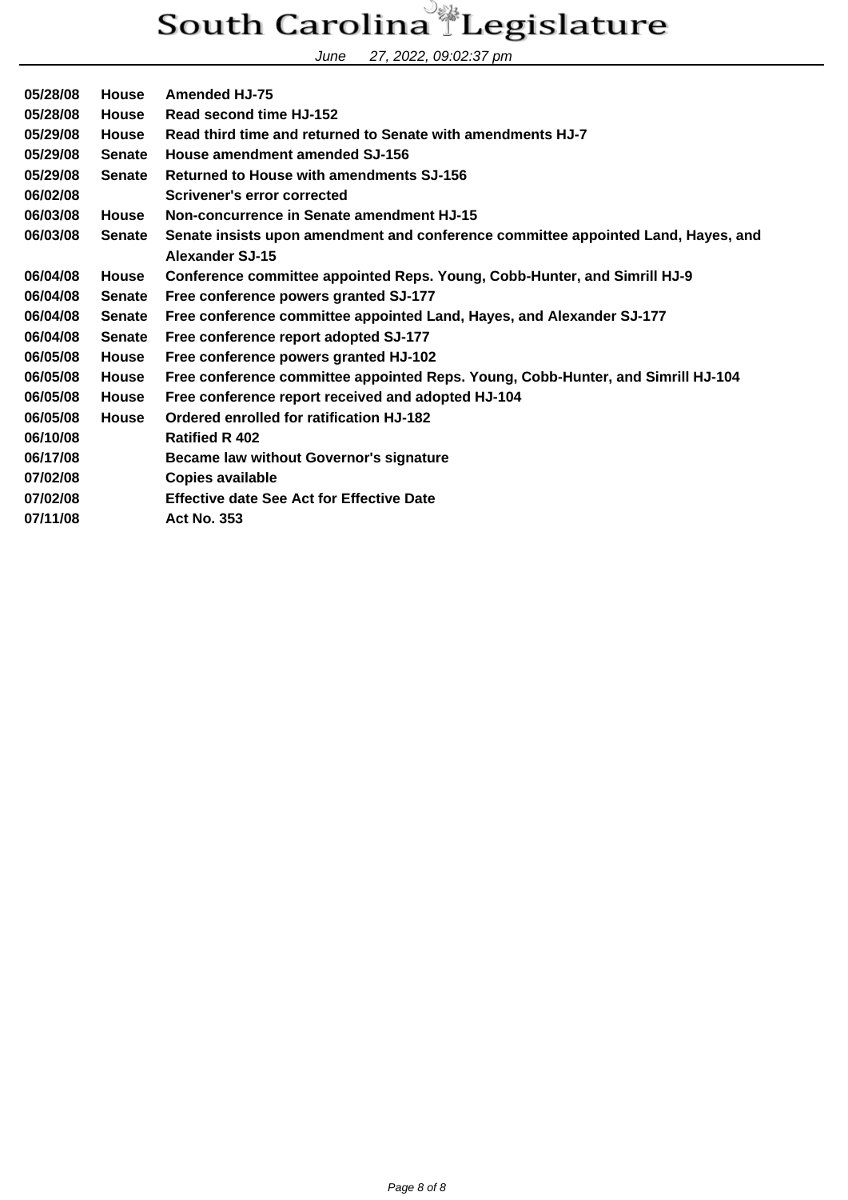| | | |
|---|---|---|
| 05/28/08 | House | Amended HJ-75 |
| 05/28/08 | House | Read second time HJ-152 |
| 05/29/08 | House | Read third time and returned to Senate with amendments HJ-7 |
| 05/29/08 | Senate | House amendment amended SJ-156 |
| 05/29/08 | Senate | Returned to House with amendments SJ-156 |
| 06/02/08 | | Scrivener's error corrected |
| 06/03/08 | House | Non-concurrence in Senate amendment HJ-15 |
| 06/03/08 | Senate | Senate insists upon amendment and conference committee appointed Land, Hayes, and Alexander SJ-15 |
| 06/04/08 | House | Conference committee appointed Reps. Young, Cobb-Hunter, and Simrill HJ-9 |
| 06/04/08 | Senate | Free conference powers granted SJ-177 |
| 06/04/08 | Senate | Free conference committee appointed Land, Hayes, and Alexander SJ-177 |
| 06/04/08 | Senate | Free conference report adopted SJ-177 |
| 06/05/08 | House | Free conference powers granted HJ-102 |
| 06/05/08 | House | Free conference committee appointed Reps. Young, Cobb-Hunter, and Simrill HJ-104 |
| 06/05/08 | House | Free conference report received and adopted HJ-104 |
| 06/05/08 | House | Ordered enrolled for ratification HJ-182 |
| 06/10/08 | | Ratified R 402 |
| 06/17/08 | | Became law without Governor's signature |
| 07/02/08 | | Copies available |
| 07/02/08 | | Effective date See Act for Effective Date |
| 07/11/08 | | Act No. 353 |